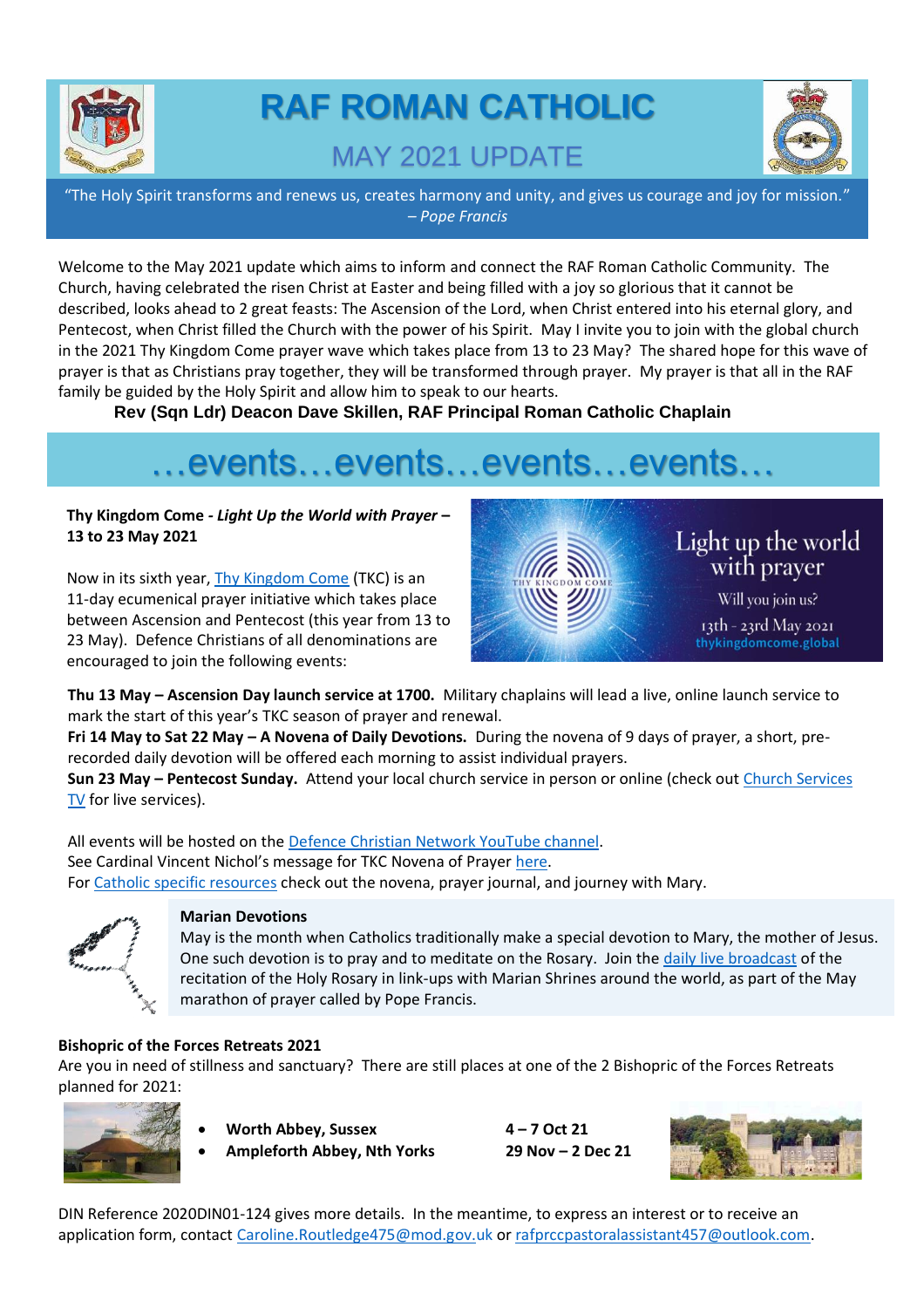# RAF ROMAN CATHOLIC

## MAY 2021 UPDATE

"The Holy Spirit transforms and renews us, creates harmony and unity, and gives us courage and joy for mission." – *Pope Francis*

Welcome to the May 2021 update which aims to inform and connect the RAF Roman Catholic Community. The Church, having celebrated the risen Christ at Easter and being filled with a joy so glorious that it cannot be described, looks ahead to 2 great feasts: The Ascension of the Lord, when Christ entered into his eternal glory, and Pentecost, when Christ filled the Church with the power of his Spirit. May I invite you to join with the global church in the 2021 Thy Kingdom Come prayer wave which takes place from 13 to 23 May? The shared hope for this wave of prayer is that as Christians pray together, they will be transformed through prayer. My prayer is that all in the RAF family be guided by the Holy Spirit and allow him to speak to our hearts.

**Rev (Sqn Ldr) Deacon Dave Skillen, RAF Principal Roman Catholic Chaplain**

# …events…events…events…events…

**Thy Kingdom Come - *Light Up the World with Prayer* – 13 to 23 May 2021**

Now in its sixth year, Thy Kingdom Come (TKC) is an 11-day ecumenical prayer initiative which takes place between Ascension and Pentecost (this year from 13 to 23 May). Defence Christians of all denominations are encouraged to join the following events:

Light up the world with prayer
Will you join us?
13th - 23rd May 2021
thykingdomcome.global

**Thu 13 May – Ascension Day launch service at 1700.** Military chaplains will lead a live, online launch service to mark the start of this year's TKC season of prayer and renewal.
**Fri 14 May to Sat 22 May – A Novena of Daily Devotions.** During the novena of 9 days of prayer, a short, pre-recorded daily devotion will be offered each morning to assist individual prayers.
**Sun 23 May – Pentecost Sunday.** Attend your local church service in person or online (check out Church Services TV for live services).

All events will be hosted on the Defence Christian Network YouTube channel.
See Cardinal Vincent Nichol's message for TKC Novena of Prayer here.
For Catholic specific resources check out the novena, prayer journal, and journey with Mary.

**Marian Devotions**
May is the month when Catholics traditionally make a special devotion to Mary, the mother of Jesus. One such devotion is to pray and to meditate on the Rosary. Join the daily live broadcast of the recitation of the Holy Rosary in link-ups with Marian Shrines around the world, as part of the May marathon of prayer called by Pope Francis.

**Bishopric of the Forces Retreats 2021**
Are you in need of stillness and sanctuary? There are still places at one of the 2 Bishopric of the Forces Retreats planned for 2021:

- **Worth Abbey, Sussex** — **4 – 7 Oct 21**
- **Ampleforth Abbey, Nth Yorks** — **29 Nov – 2 Dec 21**

DIN Reference 2020DIN01-124 gives more details. In the meantime, to express an interest or to receive an application form, contact Caroline.Routledge475@mod.gov.uk or rafprccpastoralassistant457@outlook.com.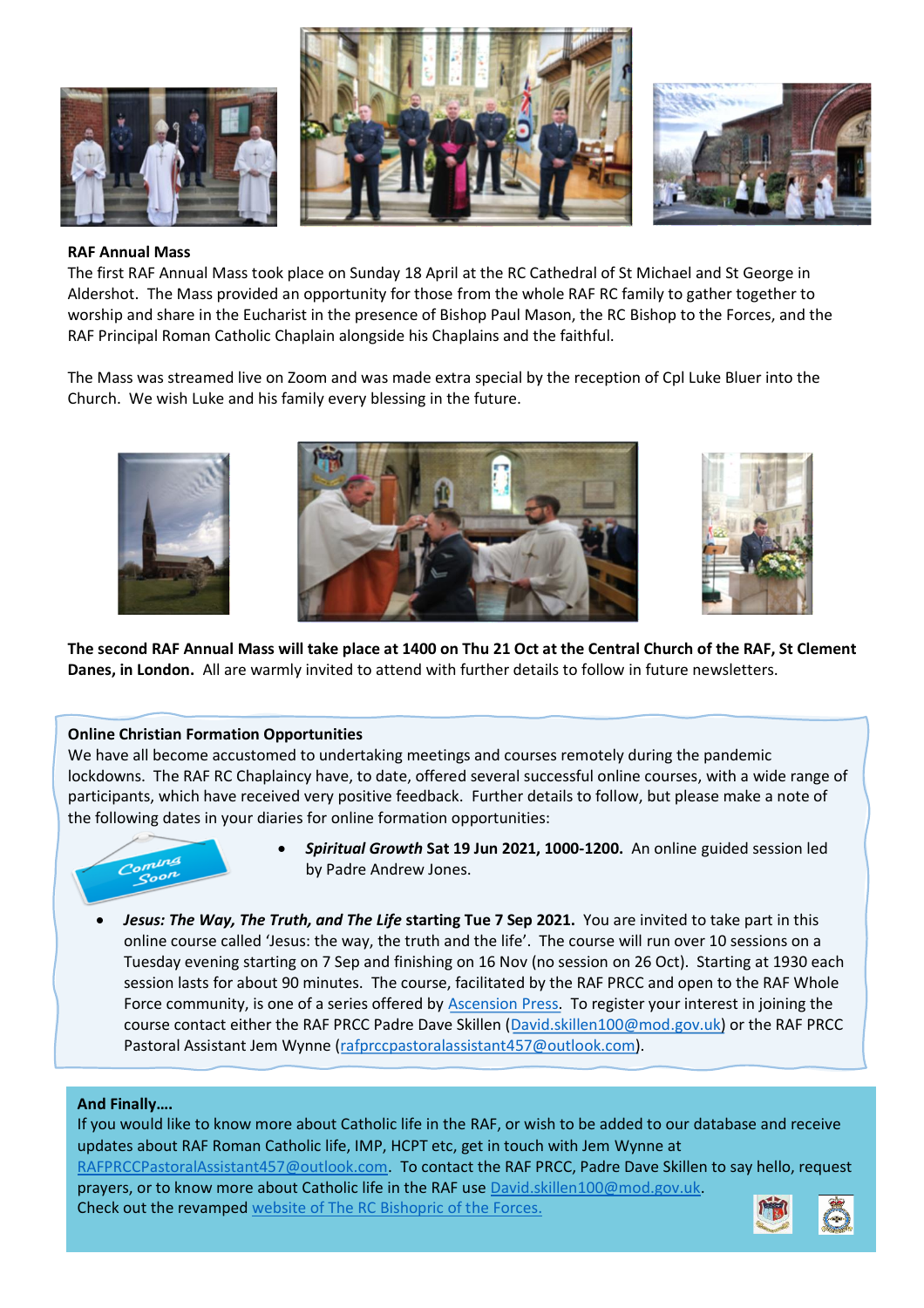**RAF Annual Mass**

The first RAF Annual Mass took place on Sunday 18 April at the RC Cathedral of St Michael and St George in Aldershot. The Mass provided an opportunity for those from the whole RAF RC family to gather together to worship and share in the Eucharist in the presence of Bishop Paul Mason, the RC Bishop to the Forces, and the RAF Principal Roman Catholic Chaplain alongside his Chaplains and the faithful.

The Mass was streamed live on Zoom and was made extra special by the reception of Cpl Luke Bluer into the Church. We wish Luke and his family every blessing in the future.

**The second RAF Annual Mass will take place at 1400 on Thu 21 Oct at the Central Church of the RAF, St Clement Danes, in London.** All are warmly invited to attend with further details to follow in future newsletters.

**Online Christian Formation Opportunities**

We have all become accustomed to undertaking meetings and courses remotely during the pandemic lockdowns. The RAF RC Chaplaincy have, to date, offered several successful online courses, with a wide range of participants, which have received very positive feedback. Further details to follow, but please make a note of the following dates in your diaries for online formation opportunities:

Coming Soon

- ***Spiritual Growth* Sat 19 Jun 2021, 1000-1200.** An online guided session led by Padre Andrew Jones.
- ***Jesus: The Way, The Truth, and The Life* starting Tue 7 Sep 2021.** You are invited to take part in this online course called 'Jesus: the way, the truth and the life'. The course will run over 10 sessions on a Tuesday evening starting on 7 Sep and finishing on 16 Nov (no session on 26 Oct). Starting at 1930 each session lasts for about 90 minutes. The course, facilitated by the RAF PRCC and open to the RAF Whole Force community, is one of a series offered by Ascension Press. To register your interest in joining the course contact either the RAF PRCC Padre Dave Skillen (David.skillen100@mod.gov.uk) or the RAF PRCC Pastoral Assistant Jem Wynne (rafprccpastoralassistant457@outlook.com).

**And Finally….**

If you would like to know more about Catholic life in the RAF, or wish to be added to our database and receive updates about RAF Roman Catholic life, IMP, HCPT etc, get in touch with Jem Wynne at RAFPRCCPastoralAssistant457@outlook.com. To contact the RAF PRCC, Padre Dave Skillen to say hello, request prayers, or to know more about Catholic life in the RAF use David.skillen100@mod.gov.uk.
Check out the revamped website of The RC Bishopric of the Forces.